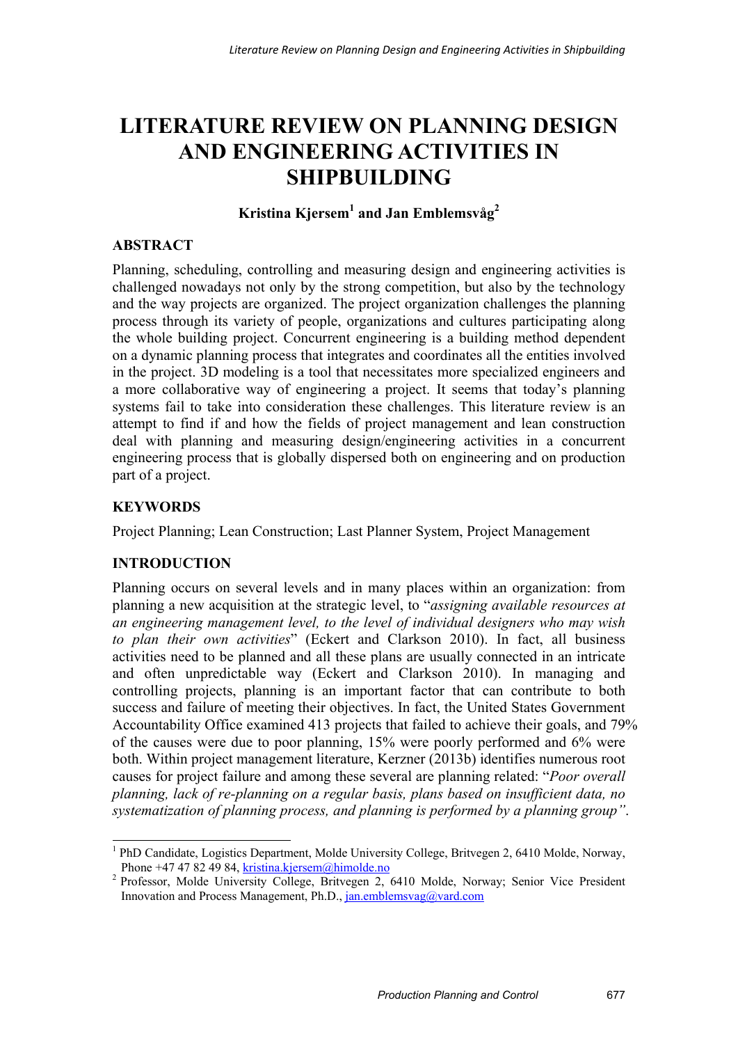# LITERATURE REVIEW ON PLANNING DESIGN AND ENGINEERING ACTIVITIES IN SHIPBUILDING

**Kristina Kjersem[1] and Jan Emblemsvåg[2]**

## ABSTRACT

Planning, scheduling, controlling and measuring design and engineering activities is challenged nowadays not only by the strong competition, but also by the technology and the way projects are organized. The project organization challenges the planning process through its variety of people, organizations and cultures participating along the whole building project. Concurrent engineering is a building method dependent on a dynamic planning process that integrates and coordinates all the entities involved in the project. 3D modeling is a tool that necessitates more specialized engineers and a more collaborative way of engineering a project. It seems that today's planning systems fail to take into consideration these challenges. This literature review is an attempt to find if and how the fields of project management and lean construction deal with planning and measuring design/engineering activities in a concurrent engineering process that is globally dispersed both on engineering and on production part of a project.

## KEYWORDS

Project Planning; Lean Construction; Last Planner System, Project Management

## INTRODUCTION

Planning occurs on several levels and in many places within an organization: from planning a new acquisition at the strategic level, to "*assigning available resources at an engineering management level, to the level of individual designers who may wish to plan their own activities*" (Eckert and Clarkson 2010). In fact, all business activities need to be planned and all these plans are usually connected in an intricate and often unpredictable way (Eckert and Clarkson 2010). In managing and controlling projects, planning is an important factor that can contribute to both success and failure of meeting their objectives. In fact, the United States Government Accountability Office examined 413 projects that failed to achieve their goals, and 79% of the causes were due to poor planning, 15% were poorly performed and 6% were both. Within project management literature, Kerzner (2013b) identifies numerous root causes for project failure and among these several are planning related: "*Poor overall planning, lack of re-planning on a regular basis, plans based on insufficient data, no systematization of planning process, and planning is performed by a planning group*".

[1] PhD Candidate, Logistics Department, Molde University College, Britvegen 2, 6410 Molde, Norway, Phone +47 47 82 49 84, kristina.kjersem@himolde.no

[2] Professor, Molde University College, Britvegen 2, 6410 Molde, Norway; Senior Vice President Innovation and Process Management, Ph.D., jan.emblemsvag@vard.com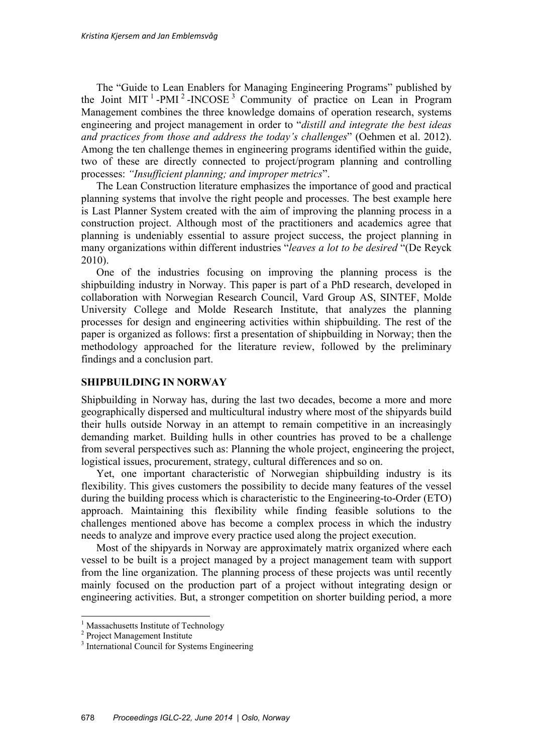The "Guide to Lean Enablers for Managing Engineering Programs" published by the Joint MIT [1] -PMI [2] -INCOSE [3] Community of practice on Lean in Program Management combines the three knowledge domains of operation research, systems engineering and project management in order to "*distill and integrate the best ideas and practices from those and address the today's challenges*" (Oehmen et al. 2012). Among the ten challenge themes in engineering programs identified within the guide, two of these are directly connected to project/program planning and controlling processes: *"Insufficient planning; and improper metrics*".

The Lean Construction literature emphasizes the importance of good and practical planning systems that involve the right people and processes. The best example here is Last Planner System created with the aim of improving the planning process in a construction project. Although most of the practitioners and academics agree that planning is undeniably essential to assure project success, the project planning in many organizations within different industries "*leaves a lot to be desired* "(De Reyck 2010).

One of the industries focusing on improving the planning process is the shipbuilding industry in Norway. This paper is part of a PhD research, developed in collaboration with Norwegian Research Council, Vard Group AS, SINTEF, Molde University College and Molde Research Institute, that analyzes the planning processes for design and engineering activities within shipbuilding. The rest of the paper is organized as follows: first a presentation of shipbuilding in Norway; then the methodology approached for the literature review, followed by the preliminary findings and a conclusion part.

## SHIPBUILDING IN NORWAY

Shipbuilding in Norway has, during the last two decades, become a more and more geographically dispersed and multicultural industry where most of the shipyards build their hulls outside Norway in an attempt to remain competitive in an increasingly demanding market. Building hulls in other countries has proved to be a challenge from several perspectives such as: Planning the whole project, engineering the project, logistical issues, procurement, strategy, cultural differences and so on.

Yet, one important characteristic of Norwegian shipbuilding industry is its flexibility. This gives customers the possibility to decide many features of the vessel during the building process which is characteristic to the Engineering-to-Order (ETO) approach. Maintaining this flexibility while finding feasible solutions to the challenges mentioned above has become a complex process in which the industry needs to analyze and improve every practice used along the project execution.

Most of the shipyards in Norway are approximately matrix organized where each vessel to be built is a project managed by a project management team with support from the line organization. The planning process of these projects was until recently mainly focused on the production part of a project without integrating design or engineering activities. But, a stronger competition on shorter building period, a more

[1] Massachusetts Institute of Technology

[2] Project Management Institute

[3] International Council for Systems Engineering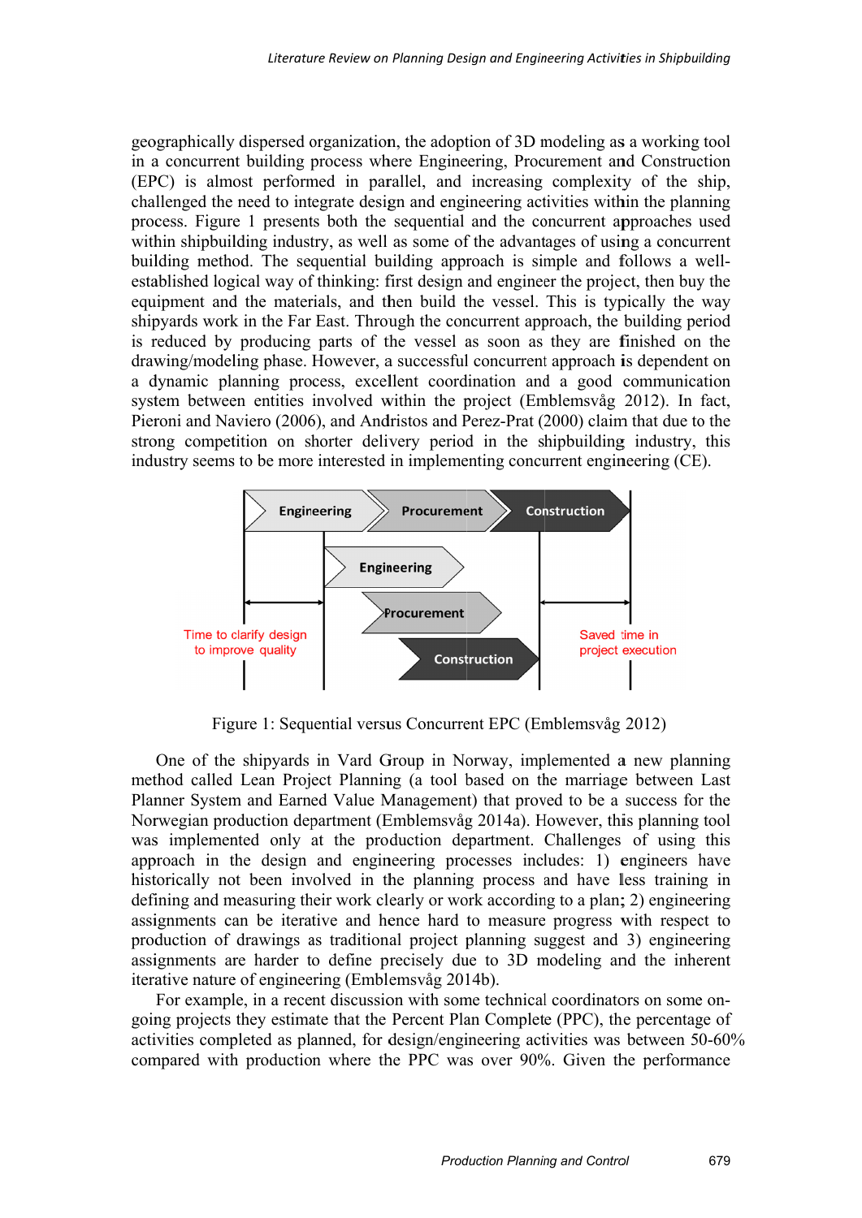geographically dispersed organization, the adoption of 3D modeling as a working tool in a concurrent building process where Engineering, Procurement and Construction (EPC) is almost performed in parallel, and increasing complexity of the ship, challenged the need to integrate design and engineering activities within the planning process. Figure 1 presents both the sequential and the concurrent approaches used within shipbuilding industry, as well as some of the advantages of using a concurrent building method. The sequential building approach is simple and follows a well-established logical way of thinking: first design and engineer the project, then buy the equipment and the materials, and then build the vessel. This is typically the way shipyards work in the Far East. Through the concurrent approach, the building period is reduced by producing parts of the vessel as soon as they are finished on the drawing/modeling phase. However, a successful concurrent approach is dependent on a dynamic planning process, excellent coordination and a good communication system between entities involved within the project (Emblemsvåg 2012). In fact, Pieroni and Naviero (2006), and Andristos and Perez-Prat (2000) claim that due to the strong competition on shorter delivery period in the shipbuilding industry, this industry seems to be more interested in implementing concurrent engineering (CE).

Engineering
Procurement
Construction
Engineering
Procurement
Construction
Time to clarify design to improve quality
Saved time in project execution

Figure 1: Sequential versus Concurrent EPC (Emblemsvåg 2012)

One of the shipyards in Vard Group in Norway, implemented a new planning method called Lean Project Planning (a tool based on the marriage between Last Planner System and Earned Value Management) that proved to be a success for the Norwegian production department (Emblemsvåg 2014a). However, this planning tool was implemented only at the production department. Challenges of using this approach in the design and engineering processes includes: 1) engineers have historically not been involved in the planning process and have less training in defining and measuring their work clearly or work according to a plan; 2) engineering assignments can be iterative and hence hard to measure progress with respect to production of drawings as traditional project planning suggest and 3) engineering assignments are harder to define precisely due to 3D modeling and the inherent iterative nature of engineering (Emblemsvåg 2014b).

For example, in a recent discussion with some technical coordinators on some on-going projects they estimate that the Percent Plan Complete (PPC), the percentage of activities completed as planned, for design/engineering activities was between 50-60% compared with production where the PPC was over 90%. Given the performance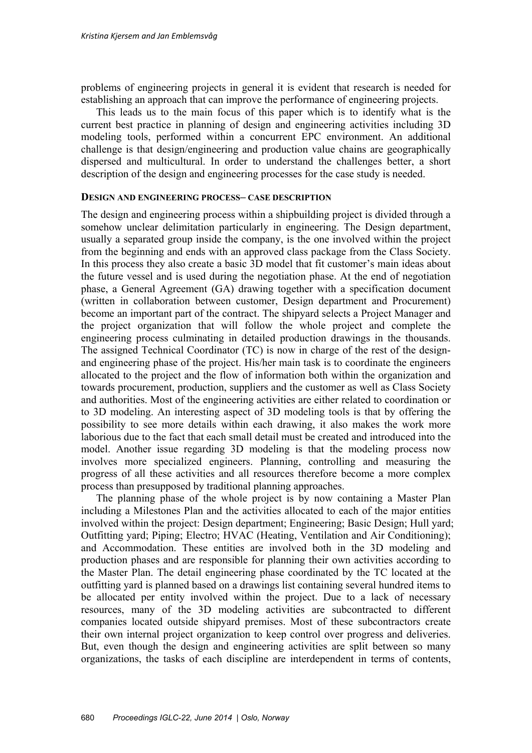problems of engineering projects in general it is evident that research is needed for establishing an approach that can improve the performance of engineering projects.

This leads us to the main focus of this paper which is to identify what is the current best practice in planning of design and engineering activities including 3D modeling tools, performed within a concurrent EPC environment. An additional challenge is that design/engineering and production value chains are geographically dispersed and multicultural. In order to understand the challenges better, a short description of the design and engineering processes for the case study is needed.

## DESIGN AND ENGINEERING PROCESS– CASE DESCRIPTION

The design and engineering process within a shipbuilding project is divided through a somehow unclear delimitation particularly in engineering. The Design department, usually a separated group inside the company, is the one involved within the project from the beginning and ends with an approved class package from the Class Society. In this process they also create a basic 3D model that fit customer's main ideas about the future vessel and is used during the negotiation phase. At the end of negotiation phase, a General Agreement (GA) drawing together with a specification document (written in collaboration between customer, Design department and Procurement) become an important part of the contract. The shipyard selects a Project Manager and the project organization that will follow the whole project and complete the engineering process culminating in detailed production drawings in the thousands. The assigned Technical Coordinator (TC) is now in charge of the rest of the design- and engineering phase of the project. His/her main task is to coordinate the engineers allocated to the project and the flow of information both within the organization and towards procurement, production, suppliers and the customer as well as Class Society and authorities. Most of the engineering activities are either related to coordination or to 3D modeling. An interesting aspect of 3D modeling tools is that by offering the possibility to see more details within each drawing, it also makes the work more laborious due to the fact that each small detail must be created and introduced into the model. Another issue regarding 3D modeling is that the modeling process now involves more specialized engineers. Planning, controlling and measuring the progress of all these activities and all resources therefore become a more complex process than presupposed by traditional planning approaches.

The planning phase of the whole project is by now containing a Master Plan including a Milestones Plan and the activities allocated to each of the major entities involved within the project: Design department; Engineering; Basic Design; Hull yard; Outfitting yard; Piping; Electro; HVAC (Heating, Ventilation and Air Conditioning); and Accommodation. These entities are involved both in the 3D modeling and production phases and are responsible for planning their own activities according to the Master Plan. The detail engineering phase coordinated by the TC located at the outfitting yard is planned based on a drawings list containing several hundred items to be allocated per entity involved within the project. Due to a lack of necessary resources, many of the 3D modeling activities are subcontracted to different companies located outside shipyard premises. Most of these subcontractors create their own internal project organization to keep control over progress and deliveries. But, even though the design and engineering activities are split between so many organizations, the tasks of each discipline are interdependent in terms of contents,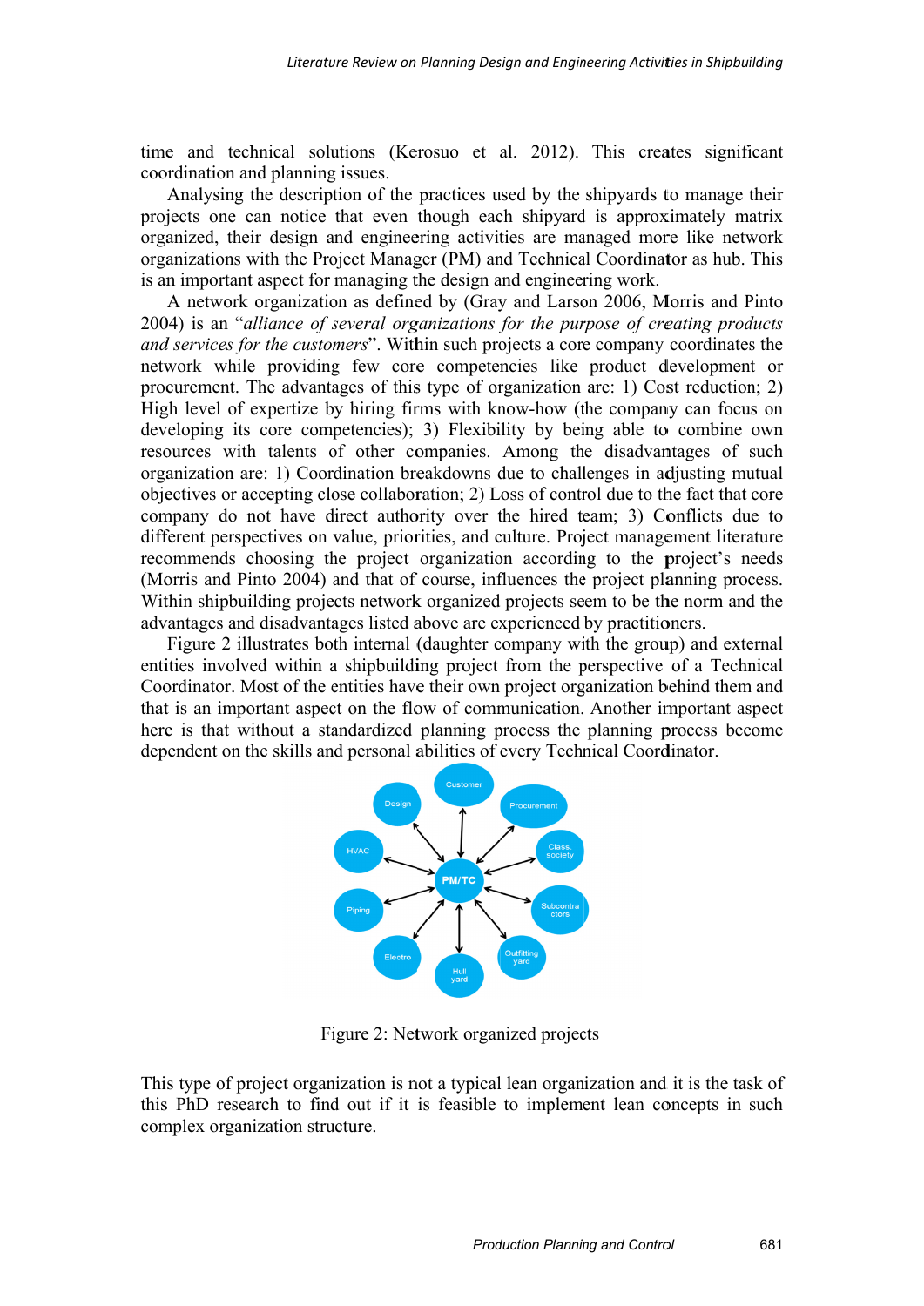time and technical solutions (Kerosuo et al. 2012). This creates significant coordination and planning issues.

Analysing the description of the practices used by the shipyards to manage their projects one can notice that even though each shipyard is approximately matrix organized, their design and engineering activities are managed more like network organizations with the Project Manager (PM) and Technical Coordinator as hub. This is an important aspect for managing the design and engineering work.

A network organization as defined by (Gray and Larson 2006, Morris and Pinto 2004) is an "*alliance of several organizations for the purpose of creating products and services for the customers*". Within such projects a core company coordinates the network while providing few core competencies like product development or procurement. The advantages of this type of organization are: 1) Cost reduction; 2) High level of expertize by hiring firms with know-how (the company can focus on developing its core competencies); 3) Flexibility by being able to combine own resources with talents of other companies. Among the disadvantages of such organization are: 1) Coordination breakdowns due to challenges in adjusting mutual objectives or accepting close collaboration; 2) Loss of control due to the fact that core company do not have direct authority over the hired team; 3) Conflicts due to different perspectives on value, priorities, and culture. Project management literature recommends choosing the project organization according to the project's needs (Morris and Pinto 2004) and that of course, influences the project planning process. Within shipbuilding projects network organized projects seem to be the norm and the advantages and disadvantages listed above are experienced by practitioners.

Figure 2 illustrates both internal (daughter company with the group) and external entities involved within a shipbuilding project from the perspective of a Technical Coordinator. Most of the entities have their own project organization behind them and that is an important aspect on the flow of communication. Another important aspect here is that without a standardized planning process the planning process become dependent on the skills and personal abilities of every Technical Coordinator.

Customer
Procurement
Class. society
Subcontractors
Outfitting yard
Hull yard
Electro
Piping
HVAC
Design
PM/TC

Figure 2: Network organized projects

This type of project organization is not a typical lean organization and it is the task of this PhD research to find out if it is feasible to implement lean concepts in such complex organization structure.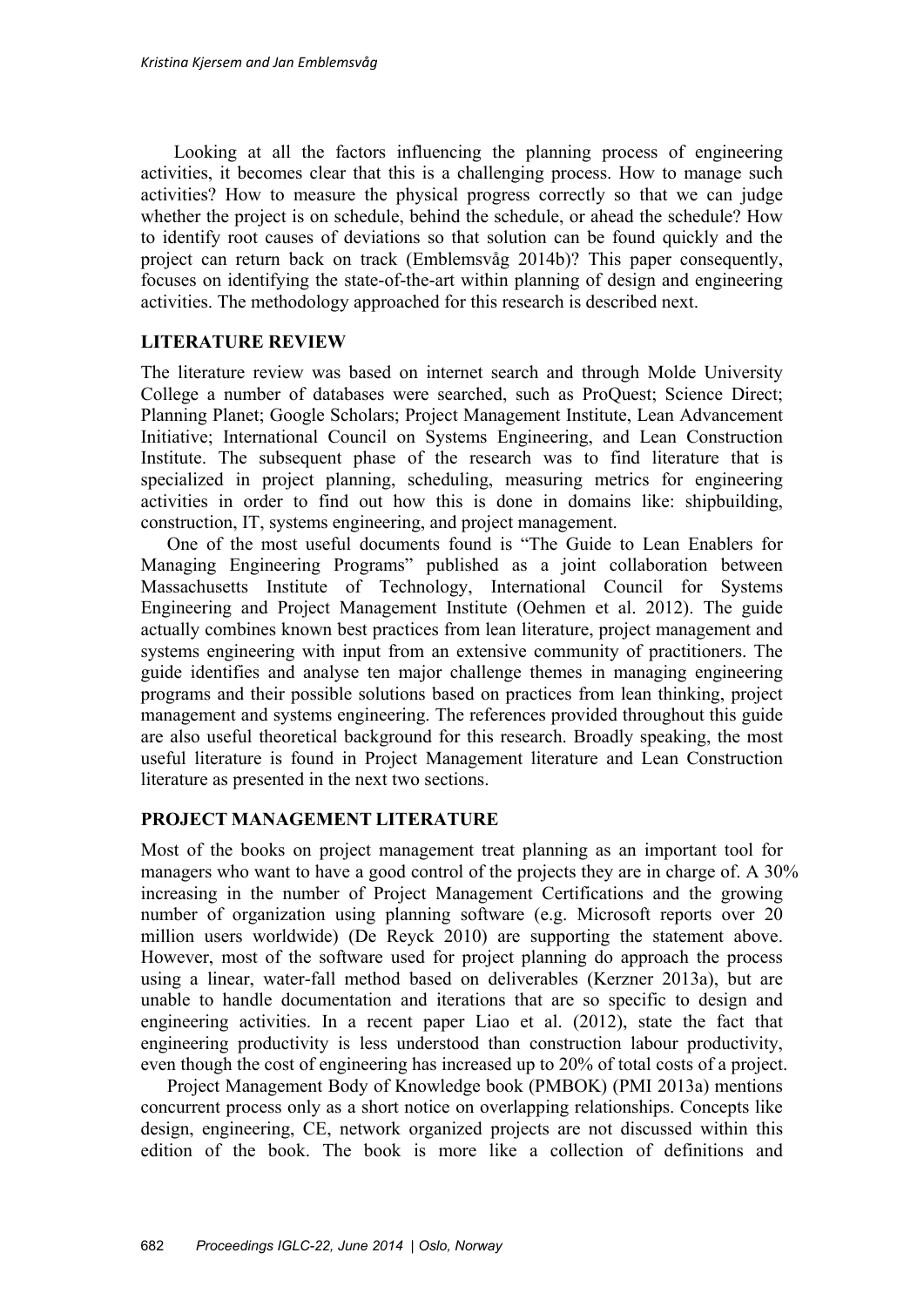Looking at all the factors influencing the planning process of engineering activities, it becomes clear that this is a challenging process. How to manage such activities? How to measure the physical progress correctly so that we can judge whether the project is on schedule, behind the schedule, or ahead the schedule? How to identify root causes of deviations so that solution can be found quickly and the project can return back on track (Emblemsvåg 2014b)? This paper consequently, focuses on identifying the state-of-the-art within planning of design and engineering activities. The methodology approached for this research is described next.

## LITERATURE REVIEW

The literature review was based on internet search and through Molde University College a number of databases were searched, such as ProQuest; Science Direct; Planning Planet; Google Scholars; Project Management Institute, Lean Advancement Initiative; International Council on Systems Engineering, and Lean Construction Institute. The subsequent phase of the research was to find literature that is specialized in project planning, scheduling, measuring metrics for engineering activities in order to find out how this is done in domains like: shipbuilding, construction, IT, systems engineering, and project management.

One of the most useful documents found is "The Guide to Lean Enablers for Managing Engineering Programs" published as a joint collaboration between Massachusetts Institute of Technology, International Council for Systems Engineering and Project Management Institute (Oehmen et al. 2012). The guide actually combines known best practices from lean literature, project management and systems engineering with input from an extensive community of practitioners. The guide identifies and analyse ten major challenge themes in managing engineering programs and their possible solutions based on practices from lean thinking, project management and systems engineering. The references provided throughout this guide are also useful theoretical background for this research. Broadly speaking, the most useful literature is found in Project Management literature and Lean Construction literature as presented in the next two sections.

## PROJECT MANAGEMENT LITERATURE

Most of the books on project management treat planning as an important tool for managers who want to have a good control of the projects they are in charge of. A 30% increasing in the number of Project Management Certifications and the growing number of organization using planning software (e.g. Microsoft reports over 20 million users worldwide) (De Reyck 2010) are supporting the statement above. However, most of the software used for project planning do approach the process using a linear, water-fall method based on deliverables (Kerzner 2013a), but are unable to handle documentation and iterations that are so specific to design and engineering activities. In a recent paper Liao et al. (2012), state the fact that engineering productivity is less understood than construction labour productivity, even though the cost of engineering has increased up to 20% of total costs of a project.

Project Management Body of Knowledge book (PMBOK) (PMI 2013a) mentions concurrent process only as a short notice on overlapping relationships. Concepts like design, engineering, CE, network organized projects are not discussed within this edition of the book. The book is more like a collection of definitions and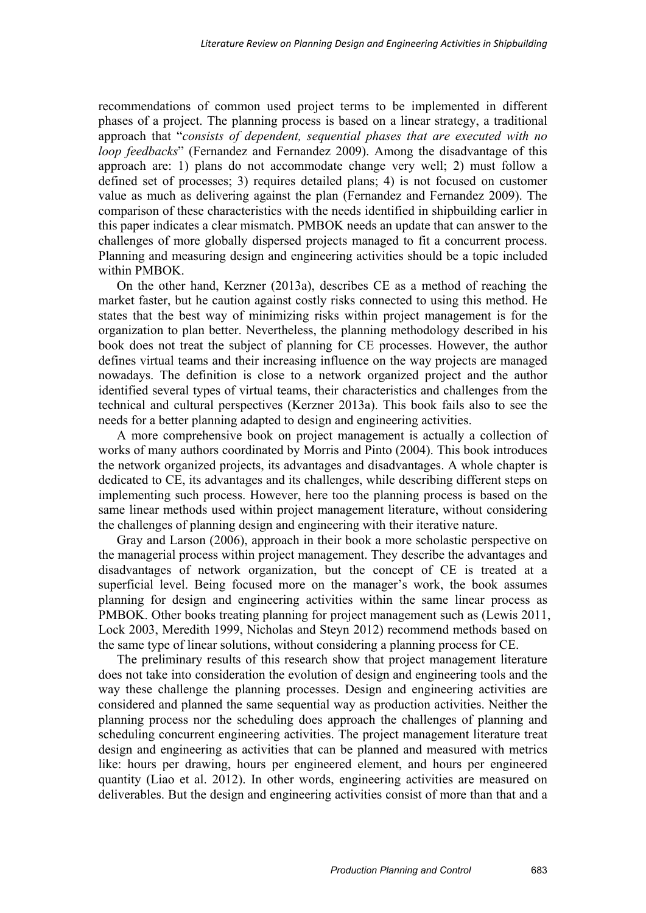recommendations of common used project terms to be implemented in different phases of a project. The planning process is based on a linear strategy, a traditional approach that "*consists of dependent, sequential phases that are executed with no loop feedbacks*" (Fernandez and Fernandez 2009). Among the disadvantage of this approach are: 1) plans do not accommodate change very well; 2) must follow a defined set of processes; 3) requires detailed plans; 4) is not focused on customer value as much as delivering against the plan (Fernandez and Fernandez 2009). The comparison of these characteristics with the needs identified in shipbuilding earlier in this paper indicates a clear mismatch. PMBOK needs an update that can answer to the challenges of more globally dispersed projects managed to fit a concurrent process. Planning and measuring design and engineering activities should be a topic included within PMBOK.

On the other hand, Kerzner (2013a), describes CE as a method of reaching the market faster, but he caution against costly risks connected to using this method. He states that the best way of minimizing risks within project management is for the organization to plan better. Nevertheless, the planning methodology described in his book does not treat the subject of planning for CE processes. However, the author defines virtual teams and their increasing influence on the way projects are managed nowadays. The definition is close to a network organized project and the author identified several types of virtual teams, their characteristics and challenges from the technical and cultural perspectives (Kerzner 2013a). This book fails also to see the needs for a better planning adapted to design and engineering activities.

A more comprehensive book on project management is actually a collection of works of many authors coordinated by Morris and Pinto (2004). This book introduces the network organized projects, its advantages and disadvantages. A whole chapter is dedicated to CE, its advantages and its challenges, while describing different steps on implementing such process. However, here too the planning process is based on the same linear methods used within project management literature, without considering the challenges of planning design and engineering with their iterative nature.

Gray and Larson (2006), approach in their book a more scholastic perspective on the managerial process within project management. They describe the advantages and disadvantages of network organization, but the concept of CE is treated at a superficial level. Being focused more on the manager's work, the book assumes planning for design and engineering activities within the same linear process as PMBOK. Other books treating planning for project management such as (Lewis 2011, Lock 2003, Meredith 1999, Nicholas and Steyn 2012) recommend methods based on the same type of linear solutions, without considering a planning process for CE.

The preliminary results of this research show that project management literature does not take into consideration the evolution of design and engineering tools and the way these challenge the planning processes. Design and engineering activities are considered and planned the same sequential way as production activities. Neither the planning process nor the scheduling does approach the challenges of planning and scheduling concurrent engineering activities. The project management literature treat design and engineering as activities that can be planned and measured with metrics like: hours per drawing, hours per engineered element, and hours per engineered quantity (Liao et al. 2012). In other words, engineering activities are measured on deliverables. But the design and engineering activities consist of more than that and a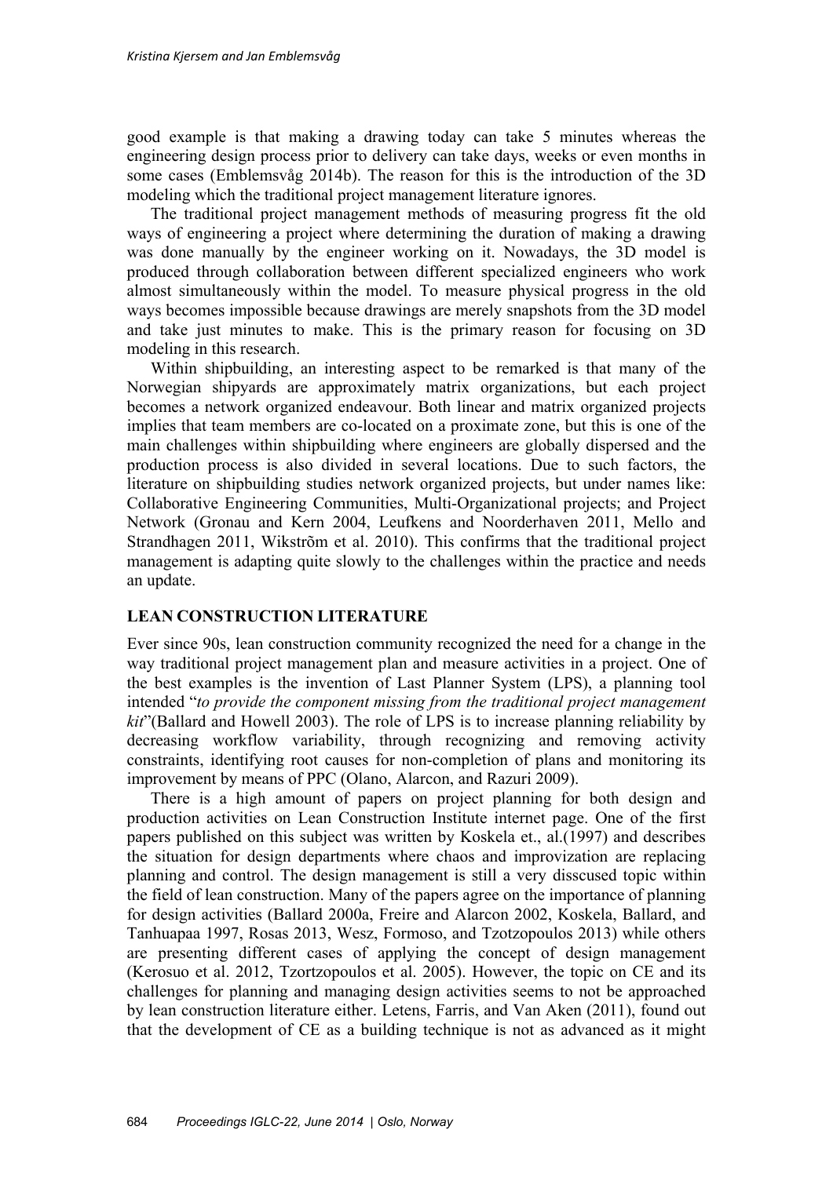good example is that making a drawing today can take 5 minutes whereas the engineering design process prior to delivery can take days, weeks or even months in some cases (Emblemsvåg 2014b). The reason for this is the introduction of the 3D modeling which the traditional project management literature ignores.

The traditional project management methods of measuring progress fit the old ways of engineering a project where determining the duration of making a drawing was done manually by the engineer working on it. Nowadays, the 3D model is produced through collaboration between different specialized engineers who work almost simultaneously within the model. To measure physical progress in the old ways becomes impossible because drawings are merely snapshots from the 3D model and take just minutes to make. This is the primary reason for focusing on 3D modeling in this research.

Within shipbuilding, an interesting aspect to be remarked is that many of the Norwegian shipyards are approximately matrix organizations, but each project becomes a network organized endeavour. Both linear and matrix organized projects implies that team members are co-located on a proximate zone, but this is one of the main challenges within shipbuilding where engineers are globally dispersed and the production process is also divided in several locations. Due to such factors, the literature on shipbuilding studies network organized projects, but under names like: Collaborative Engineering Communities, Multi-Organizational projects; and Project Network (Gronau and Kern 2004, Leufkens and Noorderhaven 2011, Mello and Strandhagen 2011, Wikstrõm et al. 2010). This confirms that the traditional project management is adapting quite slowly to the challenges within the practice and needs an update.

## LEAN CONSTRUCTION LITERATURE

Ever since 90s, lean construction community recognized the need for a change in the way traditional project management plan and measure activities in a project. One of the best examples is the invention of Last Planner System (LPS), a planning tool intended "*to provide the component missing from the traditional project management kit*"(Ballard and Howell 2003). The role of LPS is to increase planning reliability by decreasing workflow variability, through recognizing and removing activity constraints, identifying root causes for non-completion of plans and monitoring its improvement by means of PPC (Olano, Alarcon, and Razuri 2009).

There is a high amount of papers on project planning for both design and production activities on Lean Construction Institute internet page. One of the first papers published on this subject was written by Koskela et., al.(1997) and describes the situation for design departments where chaos and improvization are replacing planning and control. The design management is still a very disscused topic within the field of lean construction. Many of the papers agree on the importance of planning for design activities (Ballard 2000a, Freire and Alarcon 2002, Koskela, Ballard, and Tanhuapaa 1997, Rosas 2013, Wesz, Formoso, and Tzotzopoulos 2013) while others are presenting different cases of applying the concept of design management (Kerosuo et al. 2012, Tzortzopoulos et al. 2005). However, the topic on CE and its challenges for planning and managing design activities seems to not be approached by lean construction literature either. Letens, Farris, and Van Aken (2011), found out that the development of CE as a building technique is not as advanced as it might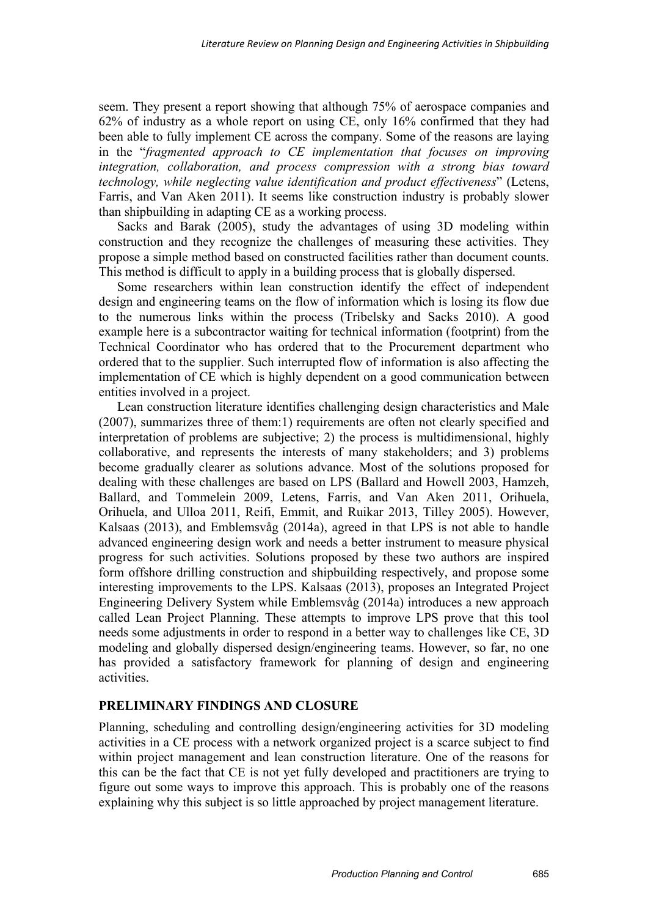seem. They present a report showing that although 75% of aerospace companies and 62% of industry as a whole report on using CE, only 16% confirmed that they had been able to fully implement CE across the company. Some of the reasons are laying in the "*fragmented approach to CE implementation that focuses on improving integration, collaboration, and process compression with a strong bias toward technology, while neglecting value identification and product effectiveness*" (Letens, Farris, and Van Aken 2011). It seems like construction industry is probably slower than shipbuilding in adapting CE as a working process.

Sacks and Barak (2005), study the advantages of using 3D modeling within construction and they recognize the challenges of measuring these activities. They propose a simple method based on constructed facilities rather than document counts. This method is difficult to apply in a building process that is globally dispersed.

Some researchers within lean construction identify the effect of independent design and engineering teams on the flow of information which is losing its flow due to the numerous links within the process (Tribelsky and Sacks 2010). A good example here is a subcontractor waiting for technical information (footprint) from the Technical Coordinator who has ordered that to the Procurement department who ordered that to the supplier. Such interrupted flow of information is also affecting the implementation of CE which is highly dependent on a good communication between entities involved in a project.

Lean construction literature identifies challenging design characteristics and Male (2007), summarizes three of them:1) requirements are often not clearly specified and interpretation of problems are subjective; 2) the process is multidimensional, highly collaborative, and represents the interests of many stakeholders; and 3) problems become gradually clearer as solutions advance. Most of the solutions proposed for dealing with these challenges are based on LPS (Ballard and Howell 2003, Hamzeh, Ballard, and Tommelein 2009, Letens, Farris, and Van Aken 2011, Orihuela, Orihuela, and Ulloa 2011, Reifi, Emmit, and Ruikar 2013, Tilley 2005). However, Kalsaas (2013), and Emblemsvåg (2014a), agreed in that LPS is not able to handle advanced engineering design work and needs a better instrument to measure physical progress for such activities. Solutions proposed by these two authors are inspired form offshore drilling construction and shipbuilding respectively, and propose some interesting improvements to the LPS. Kalsaas (2013), proposes an Integrated Project Engineering Delivery System while Emblemsvåg (2014a) introduces a new approach called Lean Project Planning. These attempts to improve LPS prove that this tool needs some adjustments in order to respond in a better way to challenges like CE, 3D modeling and globally dispersed design/engineering teams. However, so far, no one has provided a satisfactory framework for planning of design and engineering activities.

## PRELIMINARY FINDINGS AND CLOSURE

Planning, scheduling and controlling design/engineering activities for 3D modeling activities in a CE process with a network organized project is a scarce subject to find within project management and lean construction literature. One of the reasons for this can be the fact that CE is not yet fully developed and practitioners are trying to figure out some ways to improve this approach. This is probably one of the reasons explaining why this subject is so little approached by project management literature.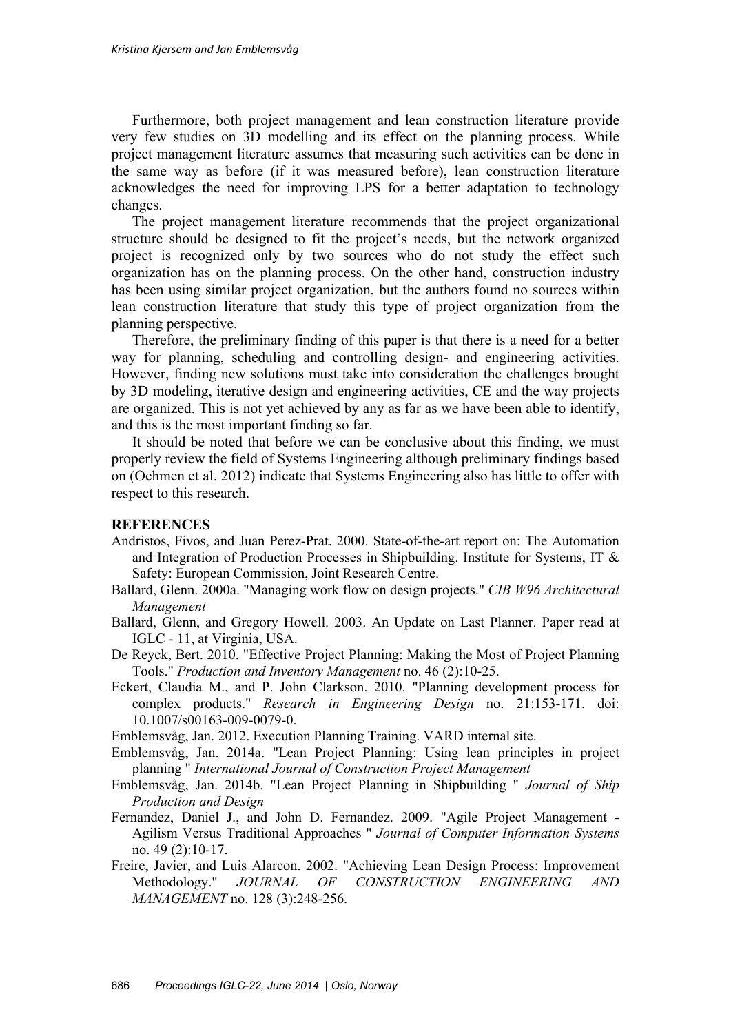Furthermore, both project management and lean construction literature provide very few studies on 3D modelling and its effect on the planning process. While project management literature assumes that measuring such activities can be done in the same way as before (if it was measured before), lean construction literature acknowledges the need for improving LPS for a better adaptation to technology changes.

The project management literature recommends that the project organizational structure should be designed to fit the project's needs, but the network organized project is recognized only by two sources who do not study the effect such organization has on the planning process. On the other hand, construction industry has been using similar project organization, but the authors found no sources within lean construction literature that study this type of project organization from the planning perspective.

Therefore, the preliminary finding of this paper is that there is a need for a better way for planning, scheduling and controlling design- and engineering activities. However, finding new solutions must take into consideration the challenges brought by 3D modeling, iterative design and engineering activities, CE and the way projects are organized. This is not yet achieved by any as far as we have been able to identify, and this is the most important finding so far.

It should be noted that before we can be conclusive about this finding, we must properly review the field of Systems Engineering although preliminary findings based on (Oehmen et al. 2012) indicate that Systems Engineering also has little to offer with respect to this research.

## REFERENCES

Andristos, Fivos, and Juan Perez-Prat. 2000. State-of-the-art report on: The Automation and Integration of Production Processes in Shipbuilding. Institute for Systems, IT & Safety: European Commission, Joint Research Centre.

Ballard, Glenn. 2000a. "Managing work flow on design projects." *CIB W96 Architectural Management*

Ballard, Glenn, and Gregory Howell. 2003. An Update on Last Planner. Paper read at IGLC - 11, at Virginia, USA.

De Reyck, Bert. 2010. "Effective Project Planning: Making the Most of Project Planning Tools." *Production and Inventory Management* no. 46 (2):10-25.

Eckert, Claudia M., and P. John Clarkson. 2010. "Planning development process for complex products." *Research in Engineering Design* no. 21:153-171. doi: 10.1007/s00163-009-0079-0.

Emblemsvåg, Jan. 2012. Execution Planning Training. VARD internal site.

Emblemsvåg, Jan. 2014a. "Lean Project Planning: Using lean principles in project planning " *International Journal of Construction Project Management*

Emblemsvåg, Jan. 2014b. "Lean Project Planning in Shipbuilding " *Journal of Ship Production and Design*

Fernandez, Daniel J., and John D. Fernandez. 2009. "Agile Project Management - Agilism Versus Traditional Approaches " *Journal of Computer Information Systems* no. 49 (2):10-17.

Freire, Javier, and Luis Alarcon. 2002. "Achieving Lean Design Process: Improvement Methodology." *JOURNAL OF CONSTRUCTION ENGINEERING AND MANAGEMENT* no. 128 (3):248-256.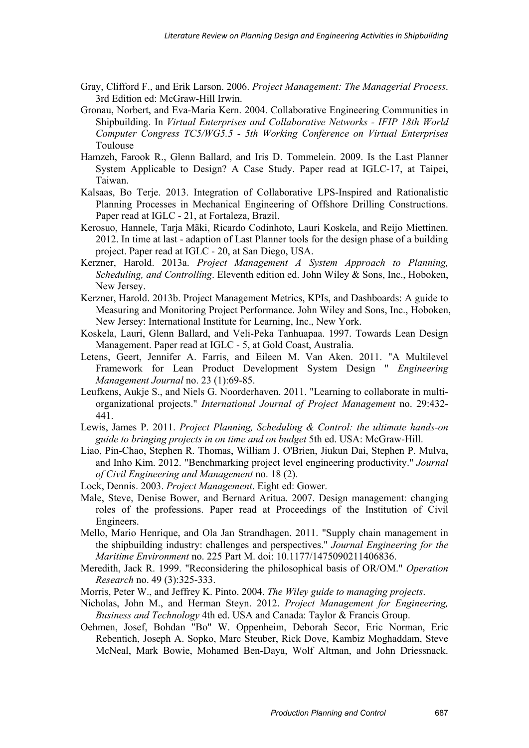Gray, Clifford F., and Erik Larson. 2006. *Project Management: The Managerial Process*. 3rd Edition ed: McGraw-Hill Irwin.

Gronau, Norbert, and Eva-Maria Kern. 2004. Collaborative Engineering Communities in Shipbuilding. In *Virtual Enterprises and Collaborative Networks - IFIP 18th World Computer Congress TC5/WG5.5 - 5th Working Conference on Virtual Enterprises* Toulouse

Hamzeh, Farook R., Glenn Ballard, and Iris D. Tommelein. 2009. Is the Last Planner System Applicable to Design? A Case Study. Paper read at IGLC-17, at Taipei, Taiwan.

Kalsaas, Bo Terje. 2013. Integration of Collaborative LPS-Inspired and Rationalistic Planning Processes in Mechanical Engineering of Offshore Drilling Constructions. Paper read at IGLC - 21, at Fortaleza, Brazil.

Kerosuo, Hannele, Tarja Mãki, Ricardo Codinhoto, Lauri Koskela, and Reijo Miettinen. 2012. In time at last - adaption of Last Planner tools for the design phase of a building project. Paper read at IGLC - 20, at San Diego, USA.

Kerzner, Harold. 2013a. *Project Management A System Approach to Planning, Scheduling, and Controlling*. Eleventh edition ed. John Wiley & Sons, Inc., Hoboken, New Jersey.

Kerzner, Harold. 2013b. Project Management Metrics, KPIs, and Dashboards: A guide to Measuring and Monitoring Project Performance. John Wiley and Sons, Inc., Hoboken, New Jersey: International Institute for Learning, Inc., New York.

Koskela, Lauri, Glenn Ballard, and Veli-Peka Tanhuapaa. 1997. Towards Lean Design Management. Paper read at IGLC - 5, at Gold Coast, Australia.

Letens, Geert, Jennifer A. Farris, and Eileen M. Van Aken. 2011. "A Multilevel Framework for Lean Product Development System Design " *Engineering Management Journal* no. 23 (1):69-85.

Leufkens, Aukje S., and Niels G. Noorderhaven. 2011. "Learning to collaborate in multi-organizational projects." *International Journal of Project Management* no. 29:432-441.

Lewis, James P. 2011. *Project Planning, Scheduling & Control: the ultimate hands-on guide to bringing projects in on time and on budget* 5th ed. USA: McGraw-Hill.

Liao, Pin-Chao, Stephen R. Thomas, William J. O'Brien, Jiukun Dai, Stephen P. Mulva, and Inho Kim. 2012. "Benchmarking project level engineering productivity." *Journal of Civil Engineering and Management* no. 18 (2).

Lock, Dennis. 2003. *Project Management*. Eight ed: Gower.

Male, Steve, Denise Bower, and Bernard Aritua. 2007. Design management: changing roles of the professions. Paper read at Proceedings of the Institution of Civil Engineers.

Mello, Mario Henrique, and Ola Jan Strandhagen. 2011. "Supply chain management in the shipbuilding industry: challenges and perspectives." *Journal Engineering for the Maritime Environment* no. 225 Part M. doi: 10.1177/1475090211406836.

Meredith, Jack R. 1999. "Reconsidering the philosophical basis of OR/OM." *Operation Research* no. 49 (3):325-333.

Morris, Peter W., and Jeffrey K. Pinto. 2004. *The Wiley guide to managing projects*.

Nicholas, John M., and Herman Steyn. 2012. *Project Management for Engineering, Business and Technology* 4th ed. USA and Canada: Taylor & Francis Group.

Oehmen, Josef, Bohdan "Bo" W. Oppenheim, Deborah Secor, Eric Norman, Eric Rebentich, Joseph A. Sopko, Marc Steuber, Rick Dove, Kambiz Moghaddam, Steve McNeal, Mark Bowie, Mohamed Ben-Daya, Wolf Altman, and John Driessnack.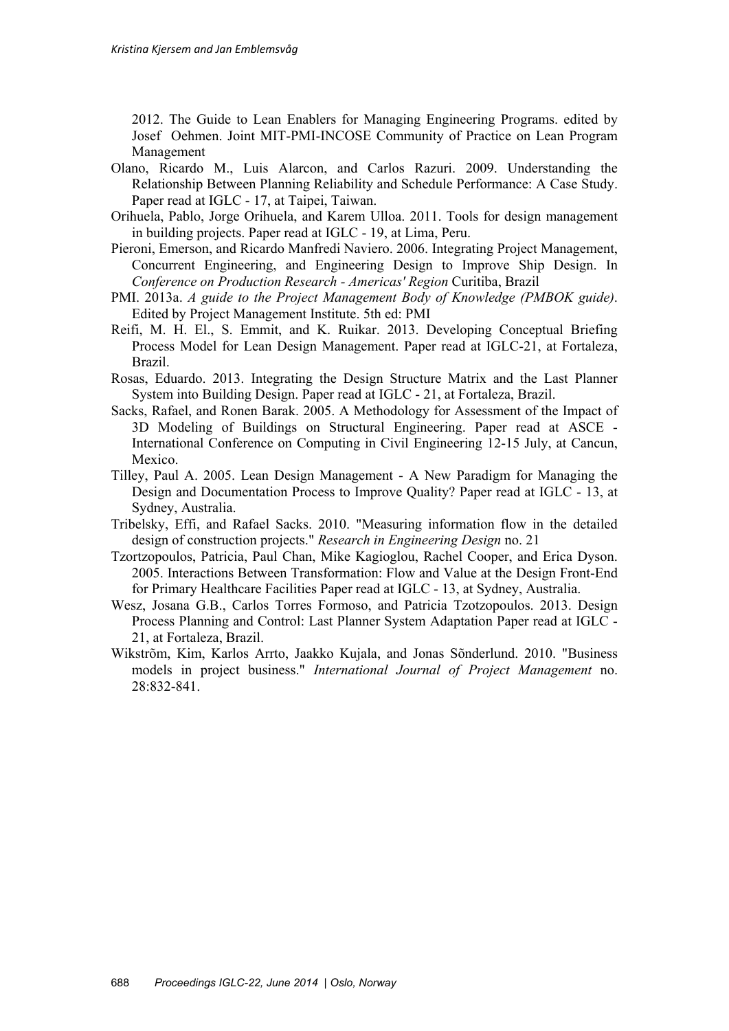2012. The Guide to Lean Enablers for Managing Engineering Programs. edited by Josef Oehmen. Joint MIT-PMI-INCOSE Community of Practice on Lean Program Management

Olano, Ricardo M., Luis Alarcon, and Carlos Razuri. 2009. Understanding the Relationship Between Planning Reliability and Schedule Performance: A Case Study. Paper read at IGLC - 17, at Taipei, Taiwan.

Orihuela, Pablo, Jorge Orihuela, and Karem Ulloa. 2011. Tools for design management in building projects. Paper read at IGLC - 19, at Lima, Peru.

Pieroni, Emerson, and Ricardo Manfredi Naviero. 2006. Integrating Project Management, Concurrent Engineering, and Engineering Design to Improve Ship Design. In *Conference on Production Research - Americas' Region* Curitiba, Brazil

PMI. 2013a. *A guide to the Project Management Body of Knowledge (PMBOK guide)*. Edited by Project Management Institute. 5th ed: PMI

Reifi, M. H. El., S. Emmit, and K. Ruikar. 2013. Developing Conceptual Briefing Process Model for Lean Design Management. Paper read at IGLC-21, at Fortaleza, Brazil.

Rosas, Eduardo. 2013. Integrating the Design Structure Matrix and the Last Planner System into Building Design. Paper read at IGLC - 21, at Fortaleza, Brazil.

Sacks, Rafael, and Ronen Barak. 2005. A Methodology for Assessment of the Impact of 3D Modeling of Buildings on Structural Engineering. Paper read at ASCE - International Conference on Computing in Civil Engineering 12-15 July, at Cancun, Mexico.

Tilley, Paul A. 2005. Lean Design Management - A New Paradigm for Managing the Design and Documentation Process to Improve Quality? Paper read at IGLC - 13, at Sydney, Australia.

Tribelsky, Effi, and Rafael Sacks. 2010. "Measuring information flow in the detailed design of construction projects." *Research in Engineering Design* no. 21

Tzortzopoulos, Patricia, Paul Chan, Mike Kagioglou, Rachel Cooper, and Erica Dyson. 2005. Interactions Between Transformation: Flow and Value at the Design Front-End for Primary Healthcare Facilities Paper read at IGLC - 13, at Sydney, Australia.

Wesz, Josana G.B., Carlos Torres Formoso, and Patricia Tzotzopoulos. 2013. Design Process Planning and Control: Last Planner System Adaptation Paper read at IGLC - 21, at Fortaleza, Brazil.

Wikstrõm, Kim, Karlos Arrto, Jaakko Kujala, and Jonas Sõnderlund. 2010. "Business models in project business." *International Journal of Project Management* no. 28:832-841.